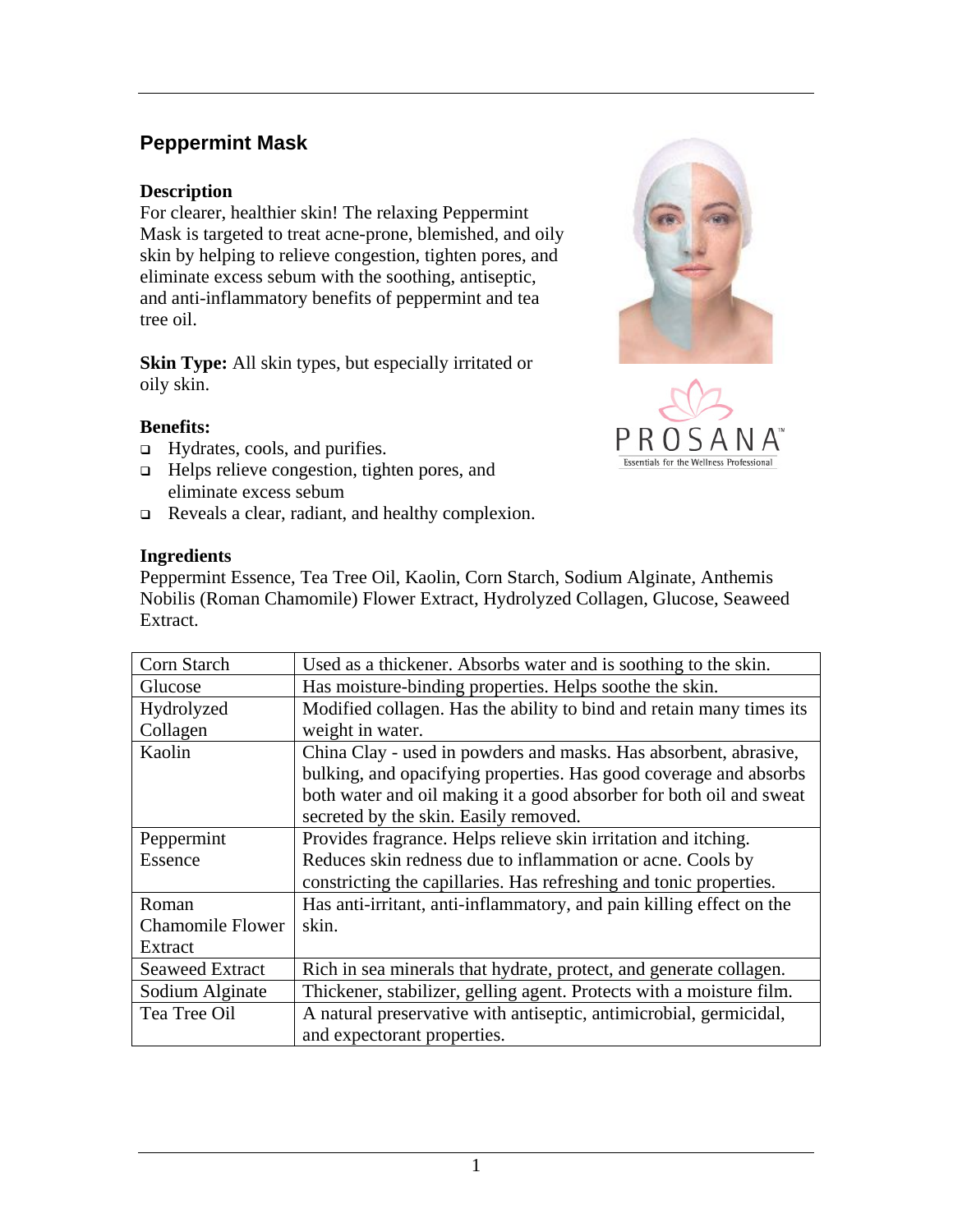## Peppermint Mask

**Description**
For clearer, healthier skin! The relaxing Peppermint Mask is targeted to treat acne-prone, blemished, and oily skin by helping to relieve congestion, tighten pores, and eliminate excess sebum with the soothing, antiseptic, and anti-inflammatory benefits of peppermint and tea tree oil.

**Skin Type:** All skin types, but especially irritated or oily skin.

**Benefits:**

- Hydrates, cools, and purifies.
- Helps relieve congestion, tighten pores, and eliminate excess sebum
- Reveals a clear, radiant, and healthy complexion.

**Ingredients**
Peppermint Essence, Tea Tree Oil, Kaolin, Corn Starch, Sodium Alginate, Anthemis Nobilis (Roman Chamomile) Flower Extract, Hydrolyzed Collagen, Glucose, Seaweed Extract.

| Ingredient | Description |
|---|---|
| Corn Starch | Used as a thickener. Absorbs water and is soothing to the skin. |
| Glucose | Has moisture-binding properties. Helps soothe the skin. |
| Hydrolyzed Collagen | Modified collagen. Has the ability to bind and retain many times its weight in water. |
| Kaolin | China Clay - used in powders and masks. Has absorbent, abrasive, bulking, and opacifying properties. Has good coverage and absorbs both water and oil making it a good absorber for both oil and sweat secreted by the skin. Easily removed. |
| Peppermint Essence | Provides fragrance. Helps relieve skin irritation and itching. Reduces skin redness due to inflammation or acne. Cools by constricting the capillaries. Has refreshing and tonic properties. |
| Roman Chamomile Flower Extract | Has anti-irritant, anti-inflammatory, and pain killing effect on the skin. |
| Seaweed Extract | Rich in sea minerals that hydrate, protect, and generate collagen. |
| Sodium Alginate | Thickener, stabilizer, gelling agent. Protects with a moisture film. |
| Tea Tree Oil | A natural preservative with antiseptic, antimicrobial, germicidal, and expectorant properties. |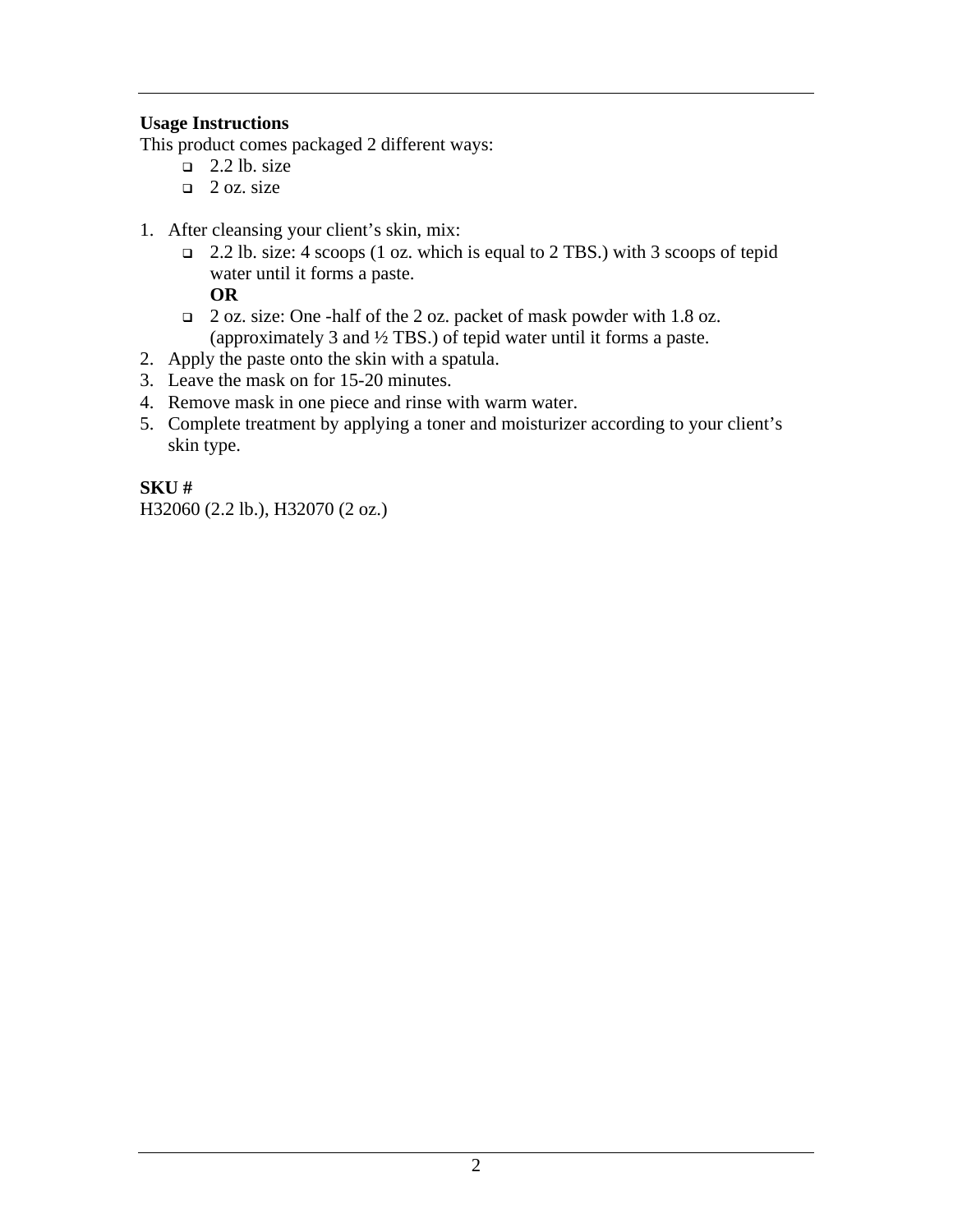**Usage Instructions**

This product comes packaged 2 different ways:

- 2.2 lb. size
- 2 oz. size

1. After cleansing your client's skin, mix:
   - 2.2 lb. size: 4 scoops (1 oz. which is equal to 2 TBS.) with 3 scoops of tepid water until it forms a paste.
     **OR**
   - 2 oz. size: One -half of the 2 oz. packet of mask powder with 1.8 oz. (approximately 3 and ½ TBS.) of tepid water until it forms a paste.
2. Apply the paste onto the skin with a spatula.
3. Leave the mask on for 15-20 minutes.
4. Remove mask in one piece and rinse with warm water.
5. Complete treatment by applying a toner and moisturizer according to your client's skin type.

**SKU #**

H32060 (2.2 lb.), H32070 (2 oz.)